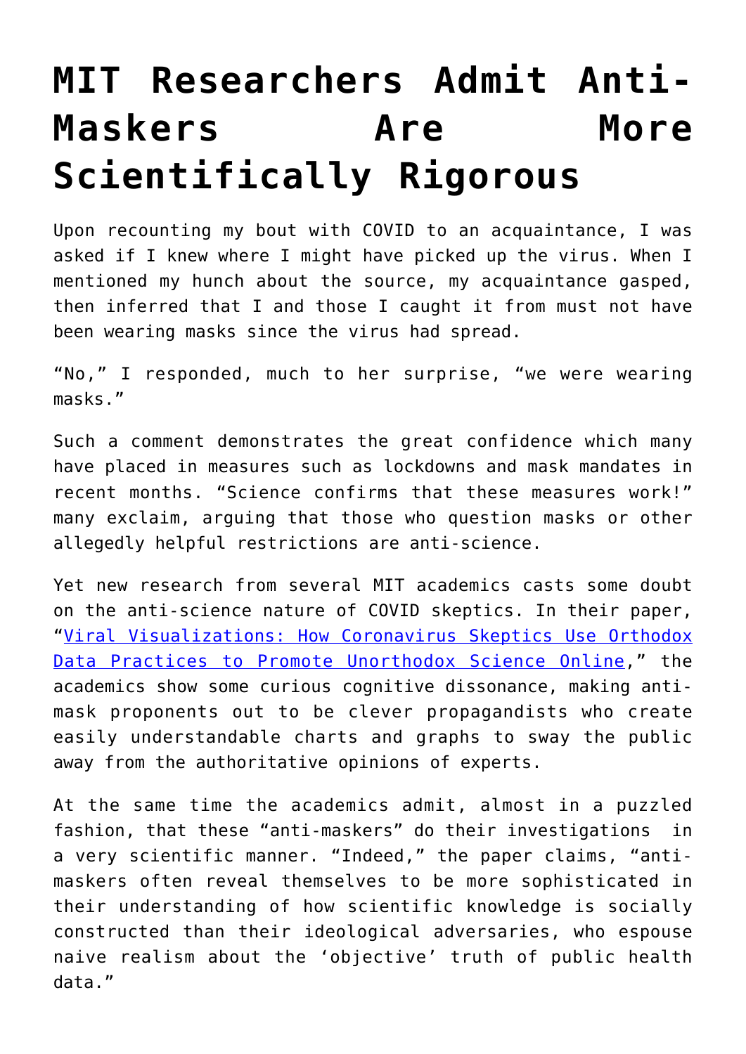# MIT Researchers Admit Anti-Maskers Are More Scientifically Rigorous

Upon recounting my bout with COVID to an acquaintance, I was asked if I knew where I might have picked up the virus. When I mentioned my hunch about the source, my acquaintance gasped, then inferred that I and those I caught it from must not have been wearing masks since the virus had spread.

"No," I responded, much to her surprise, "we were wearing masks."

Such a comment demonstrates the great confidence which many have placed in measures such as lockdowns and mask mandates in recent months. "Science confirms that these measures work!" many exclaim, arguing that those who question masks or other allegedly helpful restrictions are anti-science.

Yet new research from several MIT academics casts some doubt on the anti-science nature of COVID skeptics. In their paper, "Viral Visualizations: How Coronavirus Skeptics Use Orthodox Data Practices to Promote Unorthodox Science Online," the academics show some curious cognitive dissonance, making anti-mask proponents out to be clever propagandists who create easily understandable charts and graphs to sway the public away from the authoritative opinions of experts.

At the same time the academics admit, almost in a puzzled fashion, that these "anti-maskers" do their investigations in a very scientific manner. "Indeed," the paper claims, "anti-maskers often reveal themselves to be more sophisticated in their understanding of how scientific knowledge is socially constructed than their ideological adversaries, who espouse naive realism about the 'objective' truth of public health data."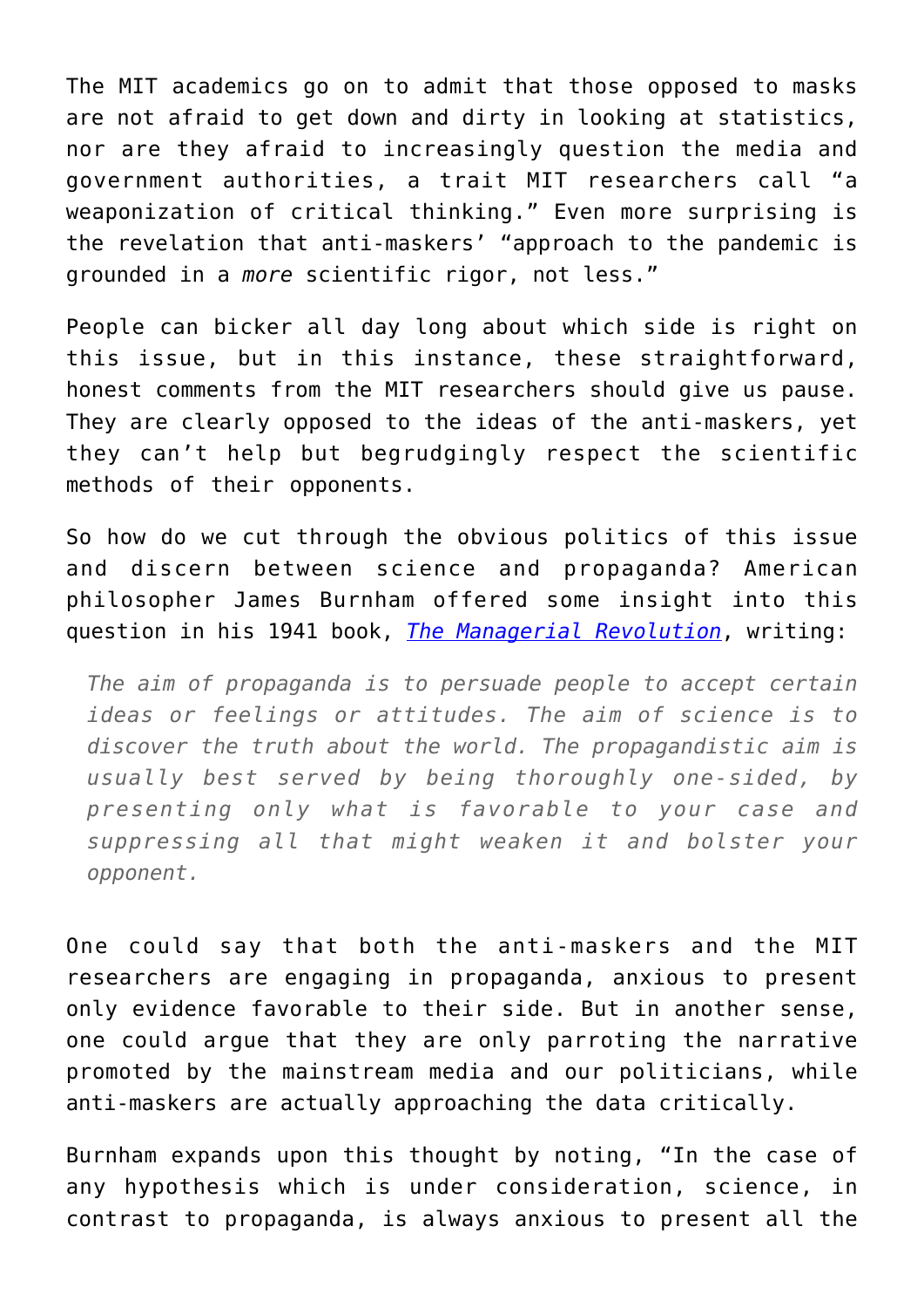The MIT academics go on to admit that those opposed to masks are not afraid to get down and dirty in looking at statistics, nor are they afraid to increasingly question the media and government authorities, a trait MIT researchers call "a weaponization of critical thinking." Even more surprising is the revelation that anti-maskers' "approach to the pandemic is grounded in a *more* scientific rigor, not less."

People can bicker all day long about which side is right on this issue, but in this instance, these straightforward, honest comments from the MIT researchers should give us pause. They are clearly opposed to the ideas of the anti-maskers, yet they can't help but begrudgingly respect the scientific methods of their opponents.

So how do we cut through the obvious politics of this issue and discern between science and propaganda? American philosopher James Burnham offered some insight into this question in his 1941 book, [*The Managerial Revolution*](), writing:

> *The aim of propaganda is to persuade people to accept certain ideas or feelings or attitudes. The aim of science is to discover the truth about the world. The propagandistic aim is usually best served by being thoroughly one-sided, by presenting only what is favorable to your case and suppressing all that might weaken it and bolster your opponent.*

One could say that both the anti-maskers and the MIT researchers are engaging in propaganda, anxious to present only evidence favorable to their side. But in another sense, one could argue that they are only parroting the narrative promoted by the mainstream media and our politicians, while anti-maskers are actually approaching the data critically.

Burnham expands upon this thought by noting, "In the case of any hypothesis which is under consideration, science, in contrast to propaganda, is always anxious to present all the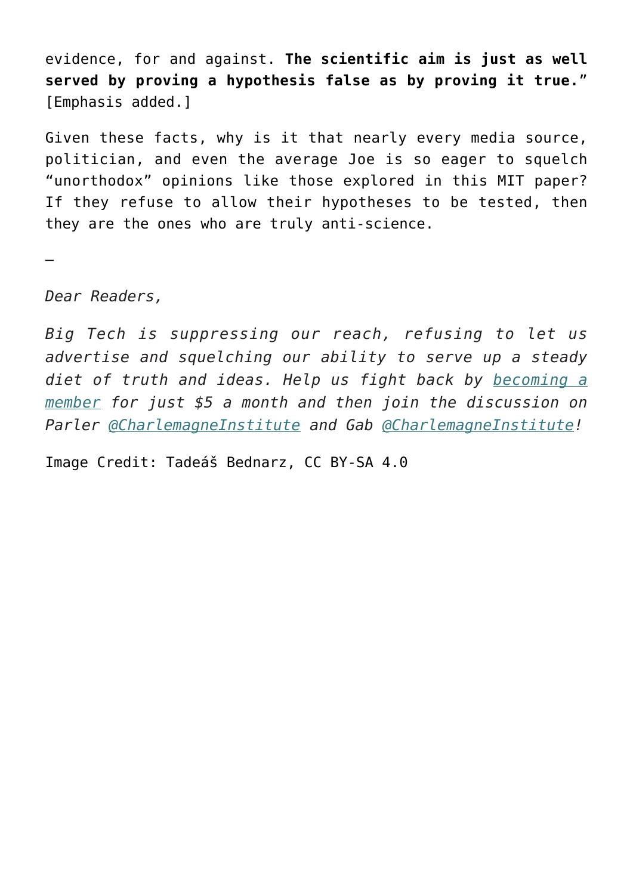evidence, for and against. **The scientific aim is just as well served by proving a hypothesis false as by proving it true.**" [Emphasis added.]

Given these facts, why is it that nearly every media source, politician, and even the average Joe is so eager to squelch "unorthodox" opinions like those explored in this MIT paper? If they refuse to allow their hypotheses to be tested, then they are the ones who are truly anti-science.

—

*Dear Readers,*

*Big Tech is suppressing our reach, refusing to let us advertise and squelching our ability to serve up a steady diet of truth and ideas. Help us fight back by becoming a member for just $5 a month and then join the discussion on Parler @CharlemagneInstitute and Gab @CharlemagneInstitute!*

Image Credit: Tadeáš Bednarz, CC BY-SA 4.0